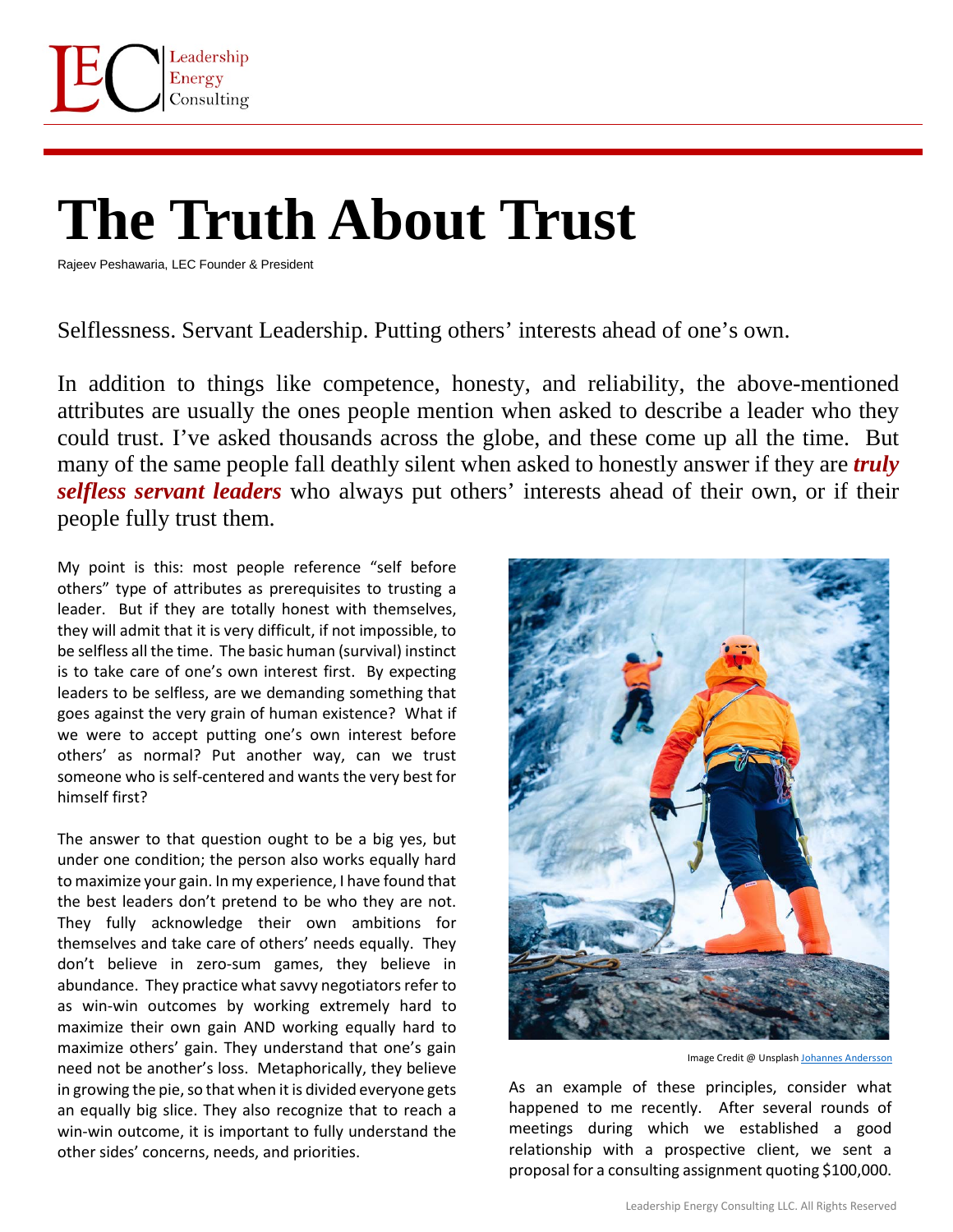# The Truth About Trust

Rajeev Peshawaria, LEC Founder & President

Selflessness. Servant Leadership. Putting others' interests ahead of one's own.

In addition to things like competence, honesty, and reliability, the above-mentioned attributes are usually the ones people mention when asked to describe a leader who they could trust. I've asked thousands across the globe, and these come up all the time. But many of the same people fall deathly silent when asked to honestly answer if they are ***truly selfless servant leaders*** who always put others' interests ahead of their own, or if their people fully trust them.

My point is this: most people reference "self before others" type of attributes as prerequisites to trusting a leader. But if they are totally honest with themselves, they will admit that it is very difficult, if not impossible, to be selfless all the time. The basic human (survival) instinct is to take care of one's own interest first. By expecting leaders to be selfless, are we demanding something that goes against the very grain of human existence? What if we were to accept putting one's own interest before others' as normal? Put another way, can we trust someone who is self-centered and wants the very best for himself first?

The answer to that question ought to be a big yes, but under one condition; the person also works equally hard to maximize your gain. In my experience, I have found that the best leaders don't pretend to be who they are not. They fully acknowledge their own ambitions for themselves and take care of others' needs equally. They don't believe in zero-sum games, they believe in abundance. They practice what savvy negotiators refer to as win-win outcomes by working extremely hard to maximize their own gain AND working equally hard to maximize others' gain. They understand that one's gain need not be another's loss. Metaphorically, they believe in growing the pie, so that when it is divided everyone gets an equally big slice. They also recognize that to reach a win-win outcome, it is important to fully understand the other sides' concerns, needs, and priorities.

Image Credit @ Unsplash Johannes Andersson

As an example of these principles, consider what happened to me recently. After several rounds of meetings during which we established a good relationship with a prospective client, we sent a proposal for a consulting assignment quoting $100,000.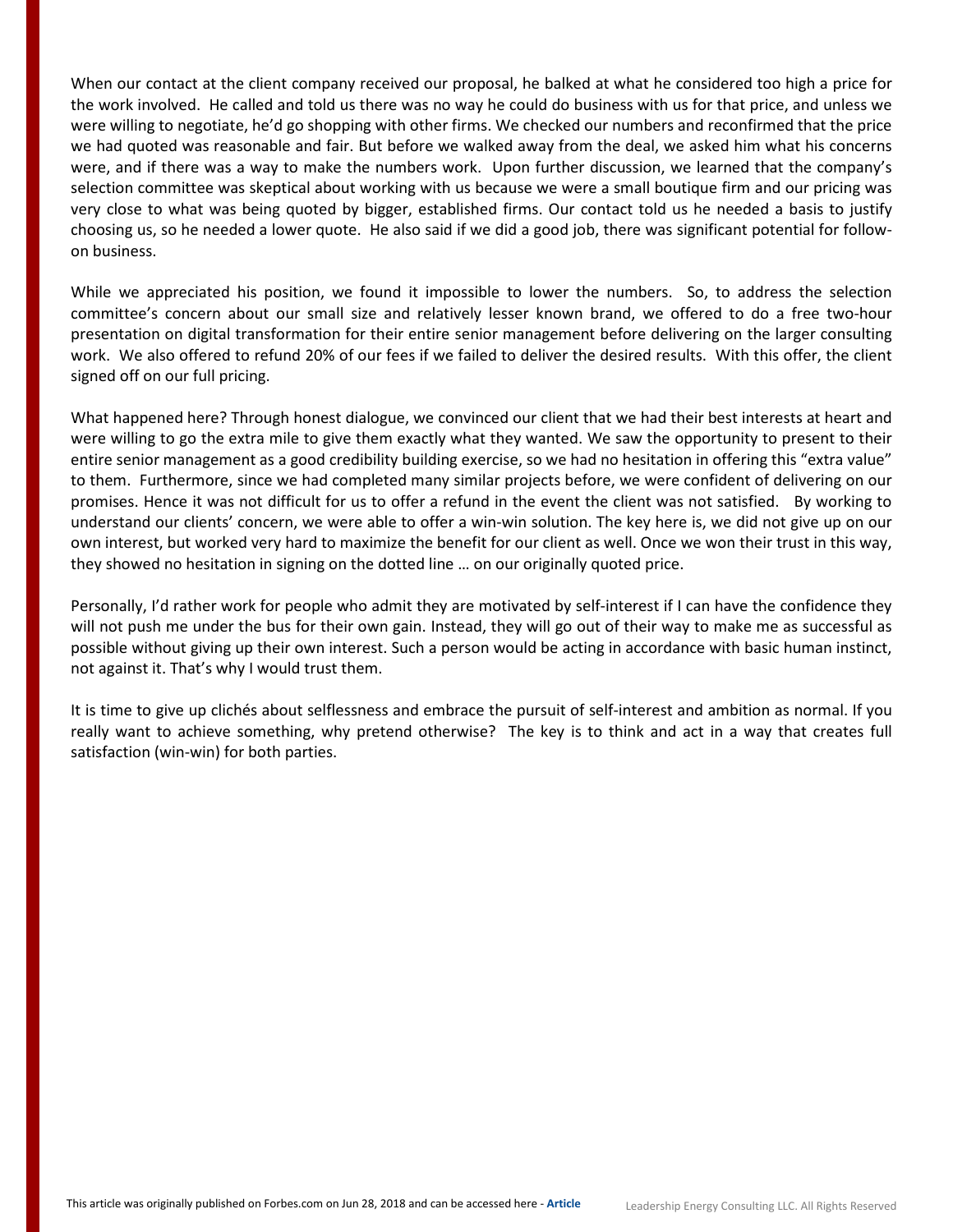When our contact at the client company received our proposal, he balked at what he considered too high a price for the work involved. He called and told us there was no way he could do business with us for that price, and unless we were willing to negotiate, he'd go shopping with other firms. We checked our numbers and reconfirmed that the price we had quoted was reasonable and fair. But before we walked away from the deal, we asked him what his concerns were, and if there was a way to make the numbers work. Upon further discussion, we learned that the company's selection committee was skeptical about working with us because we were a small boutique firm and our pricing was very close to what was being quoted by bigger, established firms. Our contact told us he needed a basis to justify choosing us, so he needed a lower quote. He also said if we did a good job, there was significant potential for follow-on business.

While we appreciated his position, we found it impossible to lower the numbers. So, to address the selection committee's concern about our small size and relatively lesser known brand, we offered to do a free two-hour presentation on digital transformation for their entire senior management before delivering on the larger consulting work. We also offered to refund 20% of our fees if we failed to deliver the desired results. With this offer, the client signed off on our full pricing.

What happened here? Through honest dialogue, we convinced our client that we had their best interests at heart and were willing to go the extra mile to give them exactly what they wanted. We saw the opportunity to present to their entire senior management as a good credibility building exercise, so we had no hesitation in offering this "extra value" to them. Furthermore, since we had completed many similar projects before, we were confident of delivering on our promises. Hence it was not difficult for us to offer a refund in the event the client was not satisfied. By working to understand our clients' concern, we were able to offer a win-win solution. The key here is, we did not give up on our own interest, but worked very hard to maximize the benefit for our client as well. Once we won their trust in this way, they showed no hesitation in signing on the dotted line … on our originally quoted price.

Personally, I'd rather work for people who admit they are motivated by self-interest if I can have the confidence they will not push me under the bus for their own gain. Instead, they will go out of their way to make me as successful as possible without giving up their own interest. Such a person would be acting in accordance with basic human instinct, not against it. That's why I would trust them.

It is time to give up clichés about selflessness and embrace the pursuit of self-interest and ambition as normal. If you really want to achieve something, why pretend otherwise? The key is to think and act in a way that creates full satisfaction (win-win) for both parties.